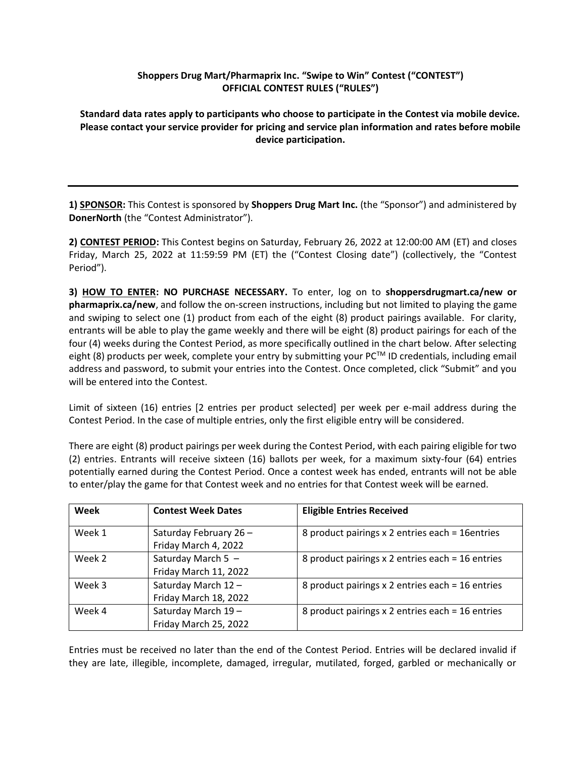**Shoppers Drug Mart/Pharmaprix Inc. "Swipe to Win" Contest ("CONTEST")**
**OFFICIAL CONTEST RULES ("RULES")**

**Standard data rates apply to participants who choose to participate in the Contest via mobile device. Please contact your service provider for pricing and service plan information and rates before mobile device participation.**

---

**1) SPONSOR:** This Contest is sponsored by **Shoppers Drug Mart Inc.** (the "Sponsor") and administered by **DonerNorth** (the "Contest Administrator").

**2) CONTEST PERIOD:** This Contest begins on Saturday, February 26, 2022 at 12:00:00 AM (ET) and closes Friday, March 25, 2022 at 11:59:59 PM (ET) the ("Contest Closing date") (collectively, the "Contest Period").

**3) HOW TO ENTER: NO PURCHASE NECESSARY.** To enter, log on to **shoppersdrugmart.ca/new or pharmaprix.ca/new**, and follow the on-screen instructions, including but not limited to playing the game and swiping to select one (1) product from each of the eight (8) product pairings available. For clarity, entrants will be able to play the game weekly and there will be eight (8) product pairings for each of the four (4) weeks during the Contest Period, as more specifically outlined in the chart below. After selecting eight (8) products per week, complete your entry by submitting your PC™ ID credentials, including email address and password, to submit your entries into the Contest. Once completed, click "Submit" and you will be entered into the Contest.

Limit of sixteen (16) entries [2 entries per product selected] per week per e-mail address during the Contest Period. In the case of multiple entries, only the first eligible entry will be considered.

There are eight (8) product pairings per week during the Contest Period, with each pairing eligible for two (2) entries. Entrants will receive sixteen (16) ballots per week, for a maximum sixty-four (64) entries potentially earned during the Contest Period. Once a contest week has ended, entrants will not be able to enter/play the game for that Contest week and no entries for that Contest week will be earned.

| Week | Contest Week Dates | Eligible Entries Received |
|---|---|---|
| Week 1 | Saturday February 26 – Friday March 4, 2022 | 8 product pairings x 2 entries each = 16entries |
| Week 2 | Saturday March 5 – Friday March 11, 2022 | 8 product pairings x 2 entries each = 16 entries |
| Week 3 | Saturday March 12 – Friday March 18, 2022 | 8 product pairings x 2 entries each = 16 entries |
| Week 4 | Saturday March 19 – Friday March 25, 2022 | 8 product pairings x 2 entries each = 16 entries |

Entries must be received no later than the end of the Contest Period. Entries will be declared invalid if they are late, illegible, incomplete, damaged, irregular, mutilated, forged, garbled or mechanically or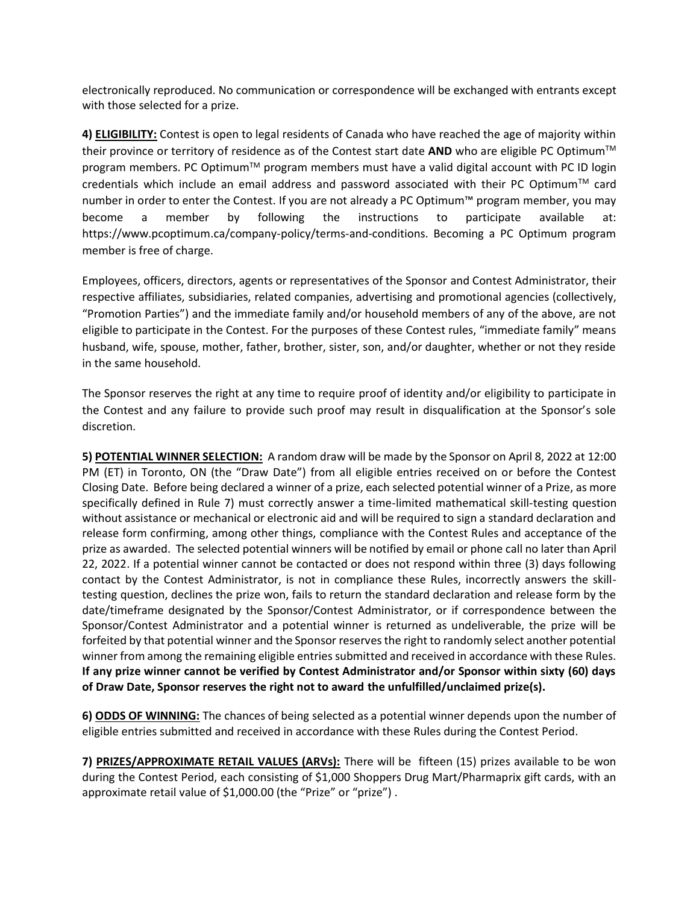electronically reproduced. No communication or correspondence will be exchanged with entrants except with those selected for a prize.

**4) <u>ELIGIBILITY:</u>** Contest is open to legal residents of Canada who have reached the age of majority within their province or territory of residence as of the Contest start date **AND** who are eligible PC Optimum™ program members. PC Optimum™ program members must have a valid digital account with PC ID login credentials which include an email address and password associated with their PC Optimum™ card number in order to enter the Contest. If you are not already a PC Optimum™ program member, you may become a member by following the instructions to participate available at: https://www.pcoptimum.ca/company-policy/terms-and-conditions. Becoming a PC Optimum program member is free of charge.

Employees, officers, directors, agents or representatives of the Sponsor and Contest Administrator, their respective affiliates, subsidiaries, related companies, advertising and promotional agencies (collectively, "Promotion Parties") and the immediate family and/or household members of any of the above, are not eligible to participate in the Contest. For the purposes of these Contest rules, "immediate family" means husband, wife, spouse, mother, father, brother, sister, son, and/or daughter, whether or not they reside in the same household.

The Sponsor reserves the right at any time to require proof of identity and/or eligibility to participate in the Contest and any failure to provide such proof may result in disqualification at the Sponsor's sole discretion.

**5) <u>POTENTIAL WINNER SELECTION:</u>** A random draw will be made by the Sponsor on April 8, 2022 at 12:00 PM (ET) in Toronto, ON (the "Draw Date") from all eligible entries received on or before the Contest Closing Date. Before being declared a winner of a prize, each selected potential winner of a Prize, as more specifically defined in Rule 7) must correctly answer a time-limited mathematical skill-testing question without assistance or mechanical or electronic aid and will be required to sign a standard declaration and release form confirming, among other things, compliance with the Contest Rules and acceptance of the prize as awarded. The selected potential winners will be notified by email or phone call no later than April 22, 2022. If a potential winner cannot be contacted or does not respond within three (3) days following contact by the Contest Administrator, is not in compliance these Rules, incorrectly answers the skill-testing question, declines the prize won, fails to return the standard declaration and release form by the date/timeframe designated by the Sponsor/Contest Administrator, or if correspondence between the Sponsor/Contest Administrator and a potential winner is returned as undeliverable, the prize will be forfeited by that potential winner and the Sponsor reserves the right to randomly select another potential winner from among the remaining eligible entries submitted and received in accordance with these Rules. **If any prize winner cannot be verified by Contest Administrator and/or Sponsor within sixty (60) days of Draw Date, Sponsor reserves the right not to award the unfulfilled/unclaimed prize(s).**

**6) <u>ODDS OF WINNING:</u>** The chances of being selected as a potential winner depends upon the number of eligible entries submitted and received in accordance with these Rules during the Contest Period.

**7) <u>PRIZES/APPROXIMATE RETAIL VALUES (ARVs):</u>** There will be fifteen (15) prizes available to be won during the Contest Period, each consisting of $1,000 Shoppers Drug Mart/Pharmaprix gift cards, with an approximate retail value of $1,000.00 (the "Prize" or "prize") .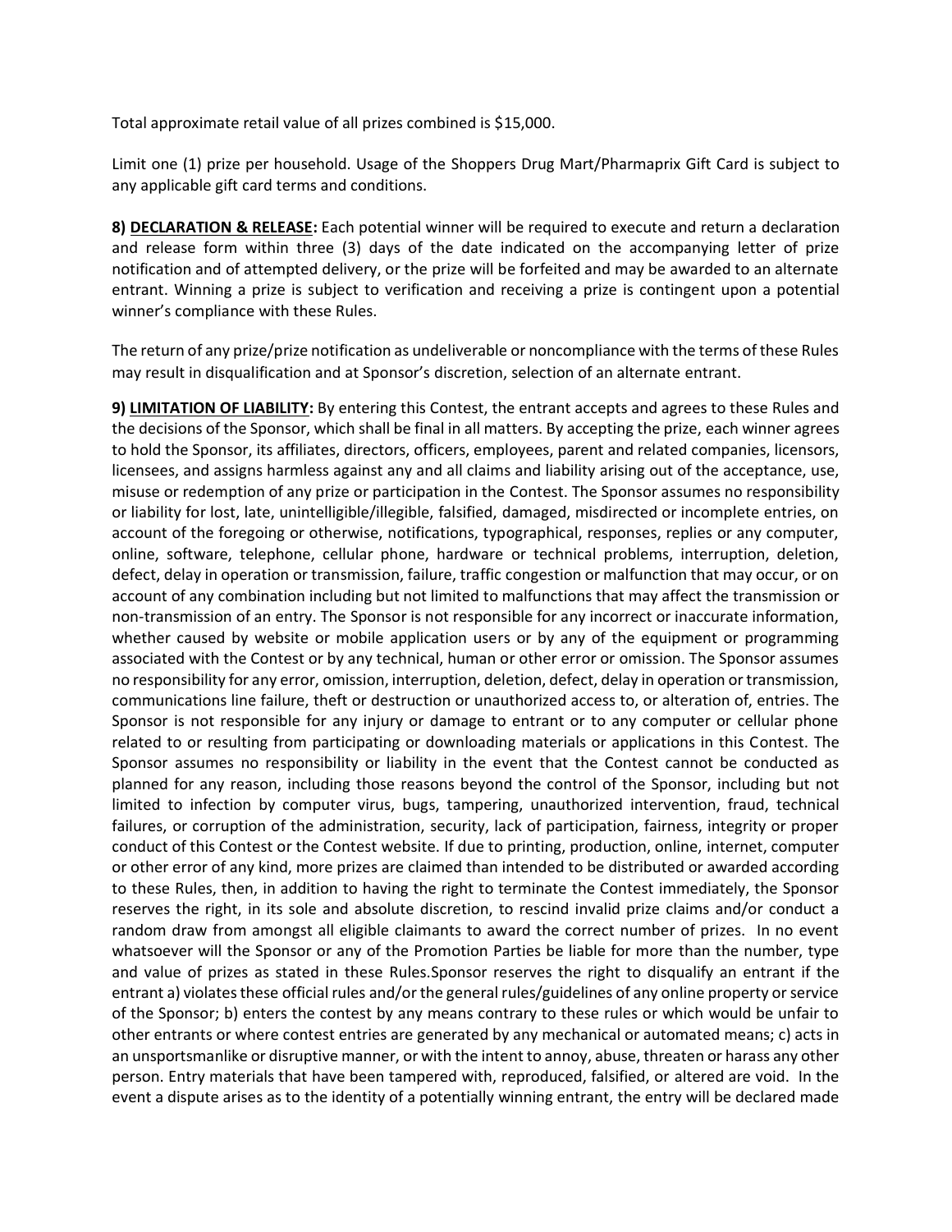Total approximate retail value of all prizes combined is $15,000.

Limit one (1) prize per household. Usage of the Shoppers Drug Mart/Pharmaprix Gift Card is subject to any applicable gift card terms and conditions.

**8) <u>DECLARATION & RELEASE</u>:** Each potential winner will be required to execute and return a declaration and release form within three (3) days of the date indicated on the accompanying letter of prize notification and of attempted delivery, or the prize will be forfeited and may be awarded to an alternate entrant. Winning a prize is subject to verification and receiving a prize is contingent upon a potential winner's compliance with these Rules.

The return of any prize/prize notification as undeliverable or noncompliance with the terms of these Rules may result in disqualification and at Sponsor's discretion, selection of an alternate entrant.

**9) <u>LIMITATION OF LIABILITY</u>:** By entering this Contest, the entrant accepts and agrees to these Rules and the decisions of the Sponsor, which shall be final in all matters. By accepting the prize, each winner agrees to hold the Sponsor, its affiliates, directors, officers, employees, parent and related companies, licensors, licensees, and assigns harmless against any and all claims and liability arising out of the acceptance, use, misuse or redemption of any prize or participation in the Contest. The Sponsor assumes no responsibility or liability for lost, late, unintelligible/illegible, falsified, damaged, misdirected or incomplete entries, on account of the foregoing or otherwise, notifications, typographical, responses, replies or any computer, online, software, telephone, cellular phone, hardware or technical problems, interruption, deletion, defect, delay in operation or transmission, failure, traffic congestion or malfunction that may occur, or on account of any combination including but not limited to malfunctions that may affect the transmission or non-transmission of an entry. The Sponsor is not responsible for any incorrect or inaccurate information, whether caused by website or mobile application users or by any of the equipment or programming associated with the Contest or by any technical, human or other error or omission. The Sponsor assumes no responsibility for any error, omission, interruption, deletion, defect, delay in operation or transmission, communications line failure, theft or destruction or unauthorized access to, or alteration of, entries. The Sponsor is not responsible for any injury or damage to entrant or to any computer or cellular phone related to or resulting from participating or downloading materials or applications in this Contest. The Sponsor assumes no responsibility or liability in the event that the Contest cannot be conducted as planned for any reason, including those reasons beyond the control of the Sponsor, including but not limited to infection by computer virus, bugs, tampering, unauthorized intervention, fraud, technical failures, or corruption of the administration, security, lack of participation, fairness, integrity or proper conduct of this Contest or the Contest website. If due to printing, production, online, internet, computer or other error of any kind, more prizes are claimed than intended to be distributed or awarded according to these Rules, then, in addition to having the right to terminate the Contest immediately, the Sponsor reserves the right, in its sole and absolute discretion, to rescind invalid prize claims and/or conduct a random draw from amongst all eligible claimants to award the correct number of prizes. In no event whatsoever will the Sponsor or any of the Promotion Parties be liable for more than the number, type and value of prizes as stated in these Rules.Sponsor reserves the right to disqualify an entrant if the entrant a) violates these official rules and/or the general rules/guidelines of any online property or service of the Sponsor; b) enters the contest by any means contrary to these rules or which would be unfair to other entrants or where contest entries are generated by any mechanical or automated means; c) acts in an unsportsmanlike or disruptive manner, or with the intent to annoy, abuse, threaten or harass any other person. Entry materials that have been tampered with, reproduced, falsified, or altered are void. In the event a dispute arises as to the identity of a potentially winning entrant, the entry will be declared made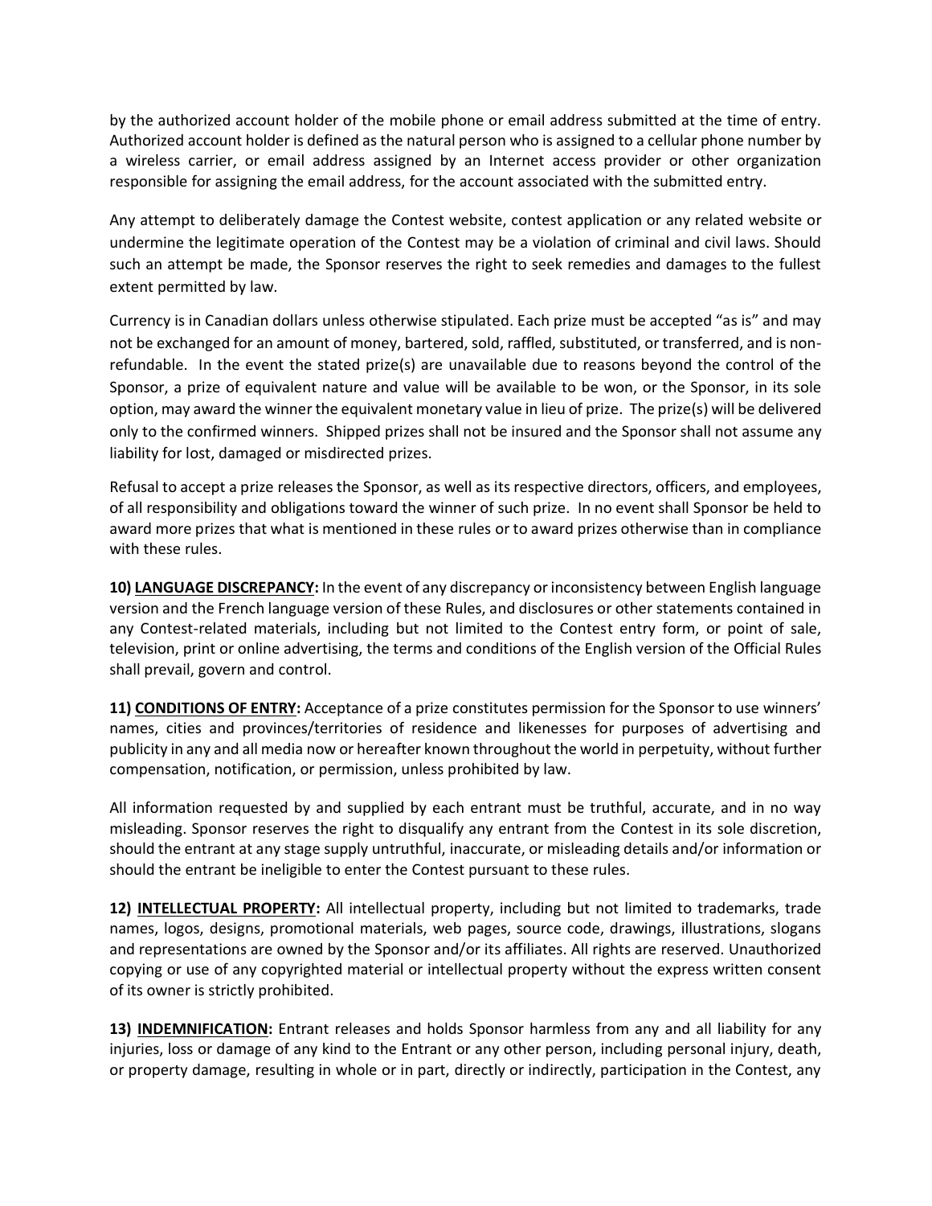by the authorized account holder of the mobile phone or email address submitted at the time of entry. Authorized account holder is defined as the natural person who is assigned to a cellular phone number by a wireless carrier, or email address assigned by an Internet access provider or other organization responsible for assigning the email address, for the account associated with the submitted entry.

Any attempt to deliberately damage the Contest website, contest application or any related website or undermine the legitimate operation of the Contest may be a violation of criminal and civil laws. Should such an attempt be made, the Sponsor reserves the right to seek remedies and damages to the fullest extent permitted by law.

Currency is in Canadian dollars unless otherwise stipulated. Each prize must be accepted "as is" and may not be exchanged for an amount of money, bartered, sold, raffled, substituted, or transferred, and is non-refundable. In the event the stated prize(s) are unavailable due to reasons beyond the control of the Sponsor, a prize of equivalent nature and value will be available to be won, or the Sponsor, in its sole option, may award the winner the equivalent monetary value in lieu of prize. The prize(s) will be delivered only to the confirmed winners. Shipped prizes shall not be insured and the Sponsor shall not assume any liability for lost, damaged or misdirected prizes.

Refusal to accept a prize releases the Sponsor, as well as its respective directors, officers, and employees, of all responsibility and obligations toward the winner of such prize. In no event shall Sponsor be held to award more prizes that what is mentioned in these rules or to award prizes otherwise than in compliance with these rules.

**10) <u>LANGUAGE DISCREPANCY</u>:** In the event of any discrepancy or inconsistency between English language version and the French language version of these Rules, and disclosures or other statements contained in any Contest-related materials, including but not limited to the Contest entry form, or point of sale, television, print or online advertising, the terms and conditions of the English version of the Official Rules shall prevail, govern and control.

**11) <u>CONDITIONS OF ENTRY</u>:** Acceptance of a prize constitutes permission for the Sponsor to use winners' names, cities and provinces/territories of residence and likenesses for purposes of advertising and publicity in any and all media now or hereafter known throughout the world in perpetuity, without further compensation, notification, or permission, unless prohibited by law.

All information requested by and supplied by each entrant must be truthful, accurate, and in no way misleading. Sponsor reserves the right to disqualify any entrant from the Contest in its sole discretion, should the entrant at any stage supply untruthful, inaccurate, or misleading details and/or information or should the entrant be ineligible to enter the Contest pursuant to these rules.

**12) <u>INTELLECTUAL PROPERTY</u>:** All intellectual property, including but not limited to trademarks, trade names, logos, designs, promotional materials, web pages, source code, drawings, illustrations, slogans and representations are owned by the Sponsor and/or its affiliates. All rights are reserved. Unauthorized copying or use of any copyrighted material or intellectual property without the express written consent of its owner is strictly prohibited.

**13) <u>INDEMNIFICATION</u>:** Entrant releases and holds Sponsor harmless from any and all liability for any injuries, loss or damage of any kind to the Entrant or any other person, including personal injury, death, or property damage, resulting in whole or in part, directly or indirectly, participation in the Contest, any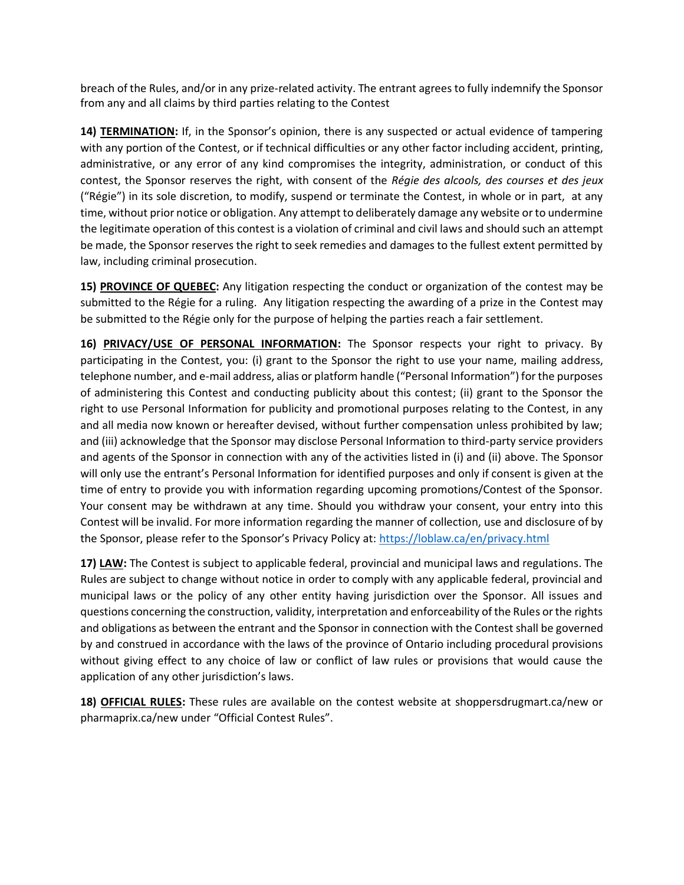breach of the Rules, and/or in any prize-related activity. The entrant agrees to fully indemnify the Sponsor from any and all claims by third parties relating to the Contest

**14) <u>TERMINATION</u>:** If, in the Sponsor's opinion, there is any suspected or actual evidence of tampering with any portion of the Contest, or if technical difficulties or any other factor including accident, printing, administrative, or any error of any kind compromises the integrity, administration, or conduct of this contest, the Sponsor reserves the right, with consent of the *Régie des alcools, des courses et des jeux* ("Régie") in its sole discretion, to modify, suspend or terminate the Contest, in whole or in part, at any time, without prior notice or obligation. Any attempt to deliberately damage any website or to undermine the legitimate operation of this contest is a violation of criminal and civil laws and should such an attempt be made, the Sponsor reserves the right to seek remedies and damages to the fullest extent permitted by law, including criminal prosecution.

**15) <u>PROVINCE OF QUEBEC</u>:** Any litigation respecting the conduct or organization of the contest may be submitted to the Régie for a ruling. Any litigation respecting the awarding of a prize in the Contest may be submitted to the Régie only for the purpose of helping the parties reach a fair settlement.

**16) <u>PRIVACY/USE OF PERSONAL INFORMATION</u>:** The Sponsor respects your right to privacy. By participating in the Contest, you: (i) grant to the Sponsor the right to use your name, mailing address, telephone number, and e-mail address, alias or platform handle ("Personal Information") for the purposes of administering this Contest and conducting publicity about this contest; (ii) grant to the Sponsor the right to use Personal Information for publicity and promotional purposes relating to the Contest, in any and all media now known or hereafter devised, without further compensation unless prohibited by law; and (iii) acknowledge that the Sponsor may disclose Personal Information to third-party service providers and agents of the Sponsor in connection with any of the activities listed in (i) and (ii) above. The Sponsor will only use the entrant's Personal Information for identified purposes and only if consent is given at the time of entry to provide you with information regarding upcoming promotions/Contest of the Sponsor. Your consent may be withdrawn at any time. Should you withdraw your consent, your entry into this Contest will be invalid. For more information regarding the manner of collection, use and disclosure of by the Sponsor, please refer to the Sponsor's Privacy Policy at: [https://loblaw.ca/en/privacy.html](https://loblaw.ca/en/privacy.html)

**17) <u>LAW</u>:** The Contest is subject to applicable federal, provincial and municipal laws and regulations. The Rules are subject to change without notice in order to comply with any applicable federal, provincial and municipal laws or the policy of any other entity having jurisdiction over the Sponsor. All issues and questions concerning the construction, validity, interpretation and enforceability of the Rules or the rights and obligations as between the entrant and the Sponsor in connection with the Contest shall be governed by and construed in accordance with the laws of the province of Ontario including procedural provisions without giving effect to any choice of law or conflict of law rules or provisions that would cause the application of any other jurisdiction's laws.

**18) <u>OFFICIAL RULES</u>:** These rules are available on the contest website at shoppersdrugmart.ca/new or pharmaprix.ca/new under "Official Contest Rules".